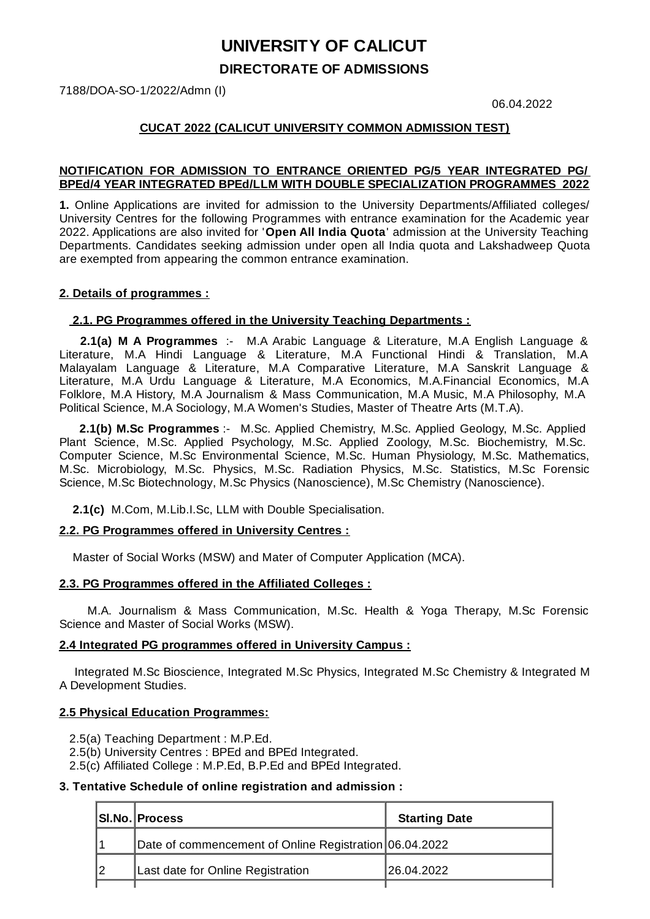# UNIVERSITY OF CALICUT

## DIRECTORATE OF ADMISSIONS

7188/DOA-SO-1/2022/Admn (I)

06.04.2022

**CUCAT 2022 (CALICUT UNIVERSITY COMMON ADMISSION TEST)**

**NOTIFICATION FOR ADMISSION TO ENTRANCE ORIENTED PG/5 YEAR INTEGRATED PG/ BPEd/4 YEAR INTEGRATED BPEd/LLM WITH DOUBLE SPECIALIZATION PROGRAMMES 2022**

**1.** Online Applications are invited for admission to the University Departments/Affiliated colleges/ University Centres for the following Programmes with entrance examination for the Academic year 2022. Applications are also invited for '**Open All India Quota**' admission at the University Teaching Departments. Candidates seeking admission under open all India quota and Lakshadweep Quota are exempted from appearing the common entrance examination.

**2. Details of programmes :**

**2.1. PG Programmes offered in the University Teaching Departments :**

**2.1(a) M A Programmes** :- M.A Arabic Language & Literature, M.A English Language & Literature, M.A Hindi Language & Literature, M.A Functional Hindi & Translation, M.A Malayalam Language & Literature, M.A Comparative Literature, M.A Sanskrit Language & Literature, M.A Urdu Language & Literature, M.A Economics, M.A.Financial Economics, M.A Folklore, M.A History, M.A Journalism & Mass Communication, M.A Music, M.A Philosophy, M.A Political Science, M.A Sociology, M.A Women's Studies, Master of Theatre Arts (M.T.A).

**2.1(b) M.Sc Programmes** :- M.Sc. Applied Chemistry, M.Sc. Applied Geology, M.Sc. Applied Plant Science, M.Sc. Applied Psychology, M.Sc. Applied Zoology, M.Sc. Biochemistry, M.Sc. Computer Science, M.Sc Environmental Science, M.Sc. Human Physiology, M.Sc. Mathematics, M.Sc. Microbiology, M.Sc. Physics, M.Sc. Radiation Physics, M.Sc. Statistics, M.Sc Forensic Science, M.Sc Biotechnology, M.Sc Physics (Nanoscience), M.Sc Chemistry (Nanoscience).

**2.1(c)** M.Com, M.Lib.I.Sc, LLM with Double Specialisation.

**2.2. PG Programmes offered in University Centres :**

Master of Social Works (MSW) and Mater of Computer Application (MCA).

**2.3. PG Programmes offered in the Affiliated Colleges :**

M.A. Journalism & Mass Communication, M.Sc. Health & Yoga Therapy, M.Sc Forensic Science and Master of Social Works (MSW).

**2.4 Integrated PG programmes offered in University Campus :**

Integrated M.Sc Bioscience, Integrated M.Sc Physics, Integrated M.Sc Chemistry & Integrated M A Development Studies.

**2.5 Physical Education Programmes:**

2.5(a) Teaching Department : M.P.Ed.
2.5(b) University Centres : BPEd and BPEd Integrated.
2.5(c) Affiliated College : M.P.Ed, B.P.Ed and BPEd Integrated.

**3. Tentative Schedule of online registration and admission :**

| Sl.No. | Process | Starting Date |
|---|---|---|
| 1 | Date of commencement of Online Registration | 06.04.2022 |
| 2 | Last date for Online Registration | 26.04.2022 |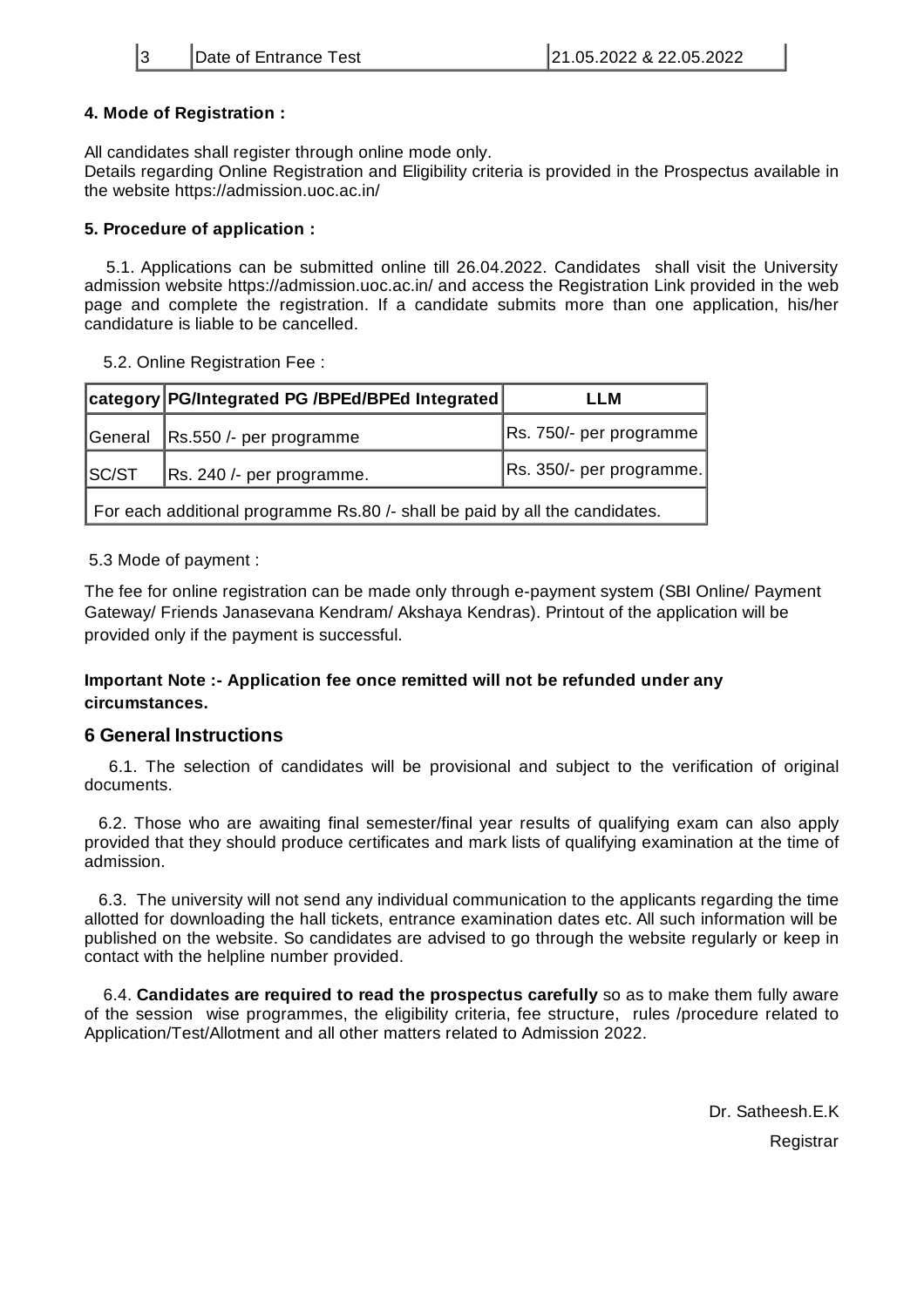| | | |
|---|---|---|
| 3 | Date of Entrance Test | 21.05.2022 & 22.05.2022 |

**4. Mode of Registration :**

All candidates shall register through online mode only.
Details regarding Online Registration and Eligibility criteria is provided in the Prospectus available in the website https://admission.uoc.ac.in/

**5. Procedure of application :**

5.1. Applications can be submitted online till 26.04.2022. Candidates shall visit the University admission website https://admission.uoc.ac.in/ and access the Registration Link provided in the web page and complete the registration. If a candidate submits more than one application, his/her candidature is liable to be cancelled.

5.2. Online Registration Fee :

| category | PG/Integrated PG /BPEd/BPEd Integrated | LLM |
|---|---|---|
| General | Rs.550 /- per programme | Rs. 750/- per programme |
| SC/ST | Rs. 240 /- per programme. | Rs. 350/- per programme. |
| For each additional programme Rs.80 /- shall be paid by all the candidates. | | |

5.3 Mode of payment :

The fee for online registration can be made only through e-payment system (SBI Online/ Payment Gateway/ Friends Janasevana Kendram/ Akshaya Kendras). Printout of the application will be provided only if the payment is successful.

**Important Note :- Application fee once remitted will not be refunded under any circumstances.**

## 6 General Instructions

6.1. The selection of candidates will be provisional and subject to the verification of original documents.

6.2. Those who are awaiting final semester/final year results of qualifying exam can also apply provided that they should produce certificates and mark lists of qualifying examination at the time of admission.

6.3. The university will not send any individual communication to the applicants regarding the time allotted for downloading the hall tickets, entrance examination dates etc. All such information will be published on the website. So candidates are advised to go through the website regularly or keep in contact with the helpline number provided.

6.4. **Candidates are required to read the prospectus carefully** so as to make them fully aware of the session wise programmes, the eligibility criteria, fee structure, rules /procedure related to Application/Test/Allotment and all other matters related to Admission 2022.

Dr. Satheesh.E.K

Registrar